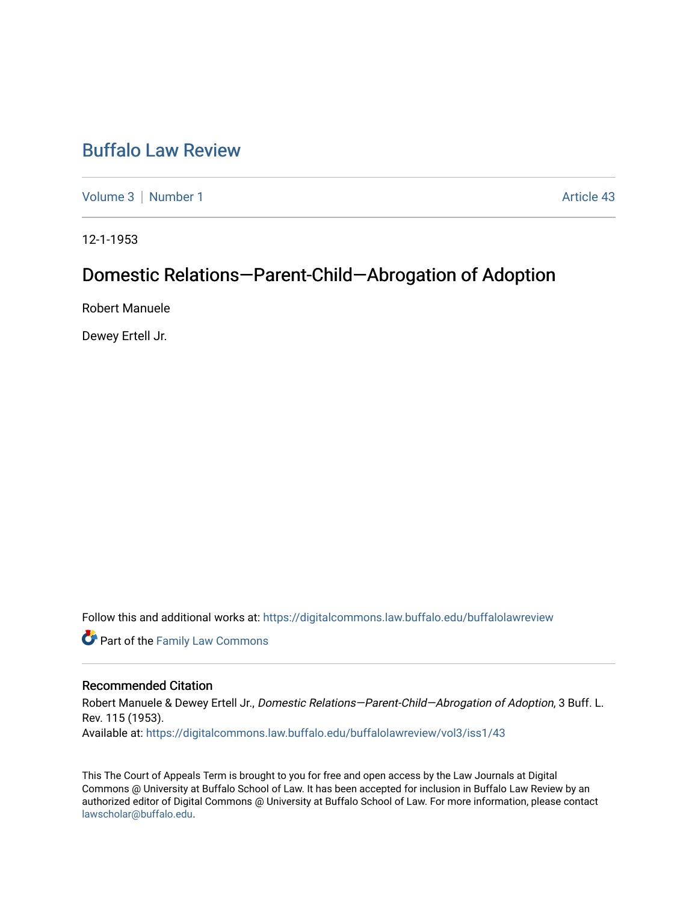# Buffalo Law Review

Volume 3 | Number 1 — Article 43

12-1-1953

## Domestic Relations—Parent-Child—Abrogation of Adoption

Robert Manuele

Dewey Ertell Jr.

Follow this and additional works at: https://digitalcommons.law.buffalo.edu/buffalolawreview

Part of the Family Law Commons

### Recommended Citation

Robert Manuele & Dewey Ertell Jr., *Domestic Relations—Parent-Child—Abrogation of Adoption*, 3 Buff. L. Rev. 115 (1953).
Available at: https://digitalcommons.law.buffalo.edu/buffalolawreview/vol3/iss1/43

This The Court of Appeals Term is brought to you for free and open access by the Law Journals at Digital Commons @ University at Buffalo School of Law. It has been accepted for inclusion in Buffalo Law Review by an authorized editor of Digital Commons @ University at Buffalo School of Law. For more information, please contact lawscholar@buffalo.edu.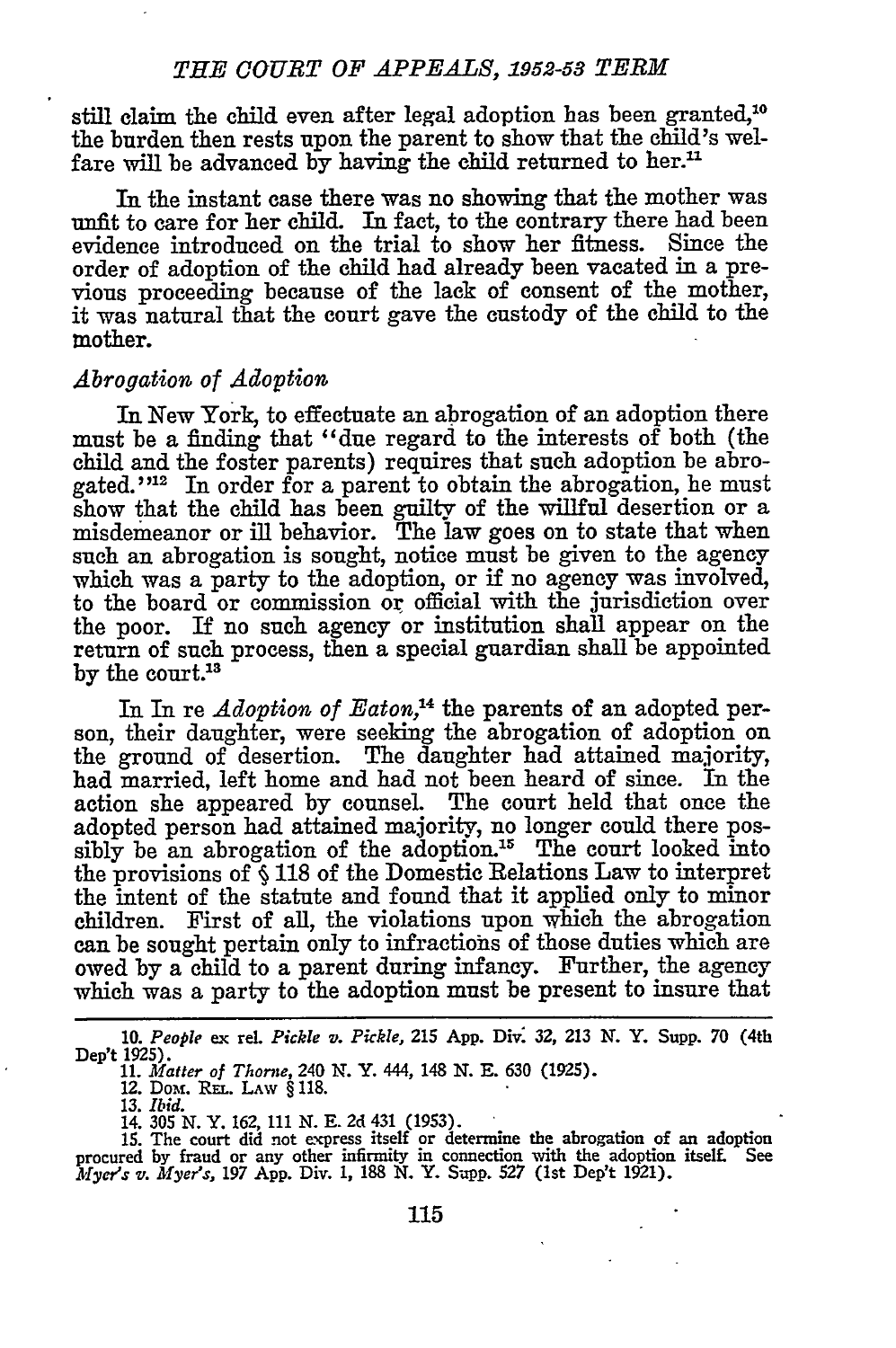still claim the child even after legal adoption has been granted,[10] the burden then rests upon the parent to show that the child's welfare will be advanced by having the child returned to her.[11]

In the instant case there was no showing that the mother was unfit to care for her child. In fact, to the contrary there had been evidence introduced on the trial to show her fitness. Since the order of adoption of the child had already been vacated in a previous proceeding because of the lack of consent of the mother, it was natural that the court gave the custody of the child to the mother.

*Abrogation of Adoption*

In New York, to effectuate an abrogation of an adoption there must be a finding that "due regard to the interests of both (the child and the foster parents) requires that such adoption be abrogated."[12] In order for a parent to obtain the abrogation, he must show that the child has been guilty of the willful desertion or a misdemeanor or ill behavior. The law goes on to state that when such an abrogation is sought, notice must be given to the agency which was a party to the adoption, or if no agency was involved, to the board or commission or official with the jurisdiction over the poor. If no such agency or institution shall appear on the return of such process, then a special guardian shall be appointed by the court.[13]

In In re *Adoption of Eaton*,[14] the parents of an adopted person, their daughter, were seeking the abrogation of adoption on the ground of desertion. The daughter had attained majority, had married, left home and had not been heard of since. In the action she appeared by counsel. The court held that once the adopted person had attained majority, no longer could there possibly be an abrogation of the adoption.[15] The court looked into the provisions of § 118 of the Domestic Relations Law to interpret the intent of the statute and found that it applied only to minor children. First of all, the violations upon which the abrogation can be sought pertain only to infractions of those duties which are owed by a child to a parent during infancy. Further, the agency which was a party to the adoption must be present to insure that

10. *People* ex rel. *Pickle v. Pickle*, 215 App. Div. 32, 213 N. Y. Supp. 70 (4th Dep't 1925).

11. *Matter of Thorne*, 240 N. Y. 444, 148 N. E. 630 (1925).

12. Dom. Rel. Law § 118.

13. *Ibid.*

14. 305 N. Y. 162, 111 N. E. 2d 431 (1953).

15. The court did not express itself or determine the abrogation of an adoption procured by fraud or any other infirmity in connection with the adoption itself. See *Myer's v. Myer's*, 197 App. Div. 1, 188 N. Y. Supp. 527 (1st Dep't 1921).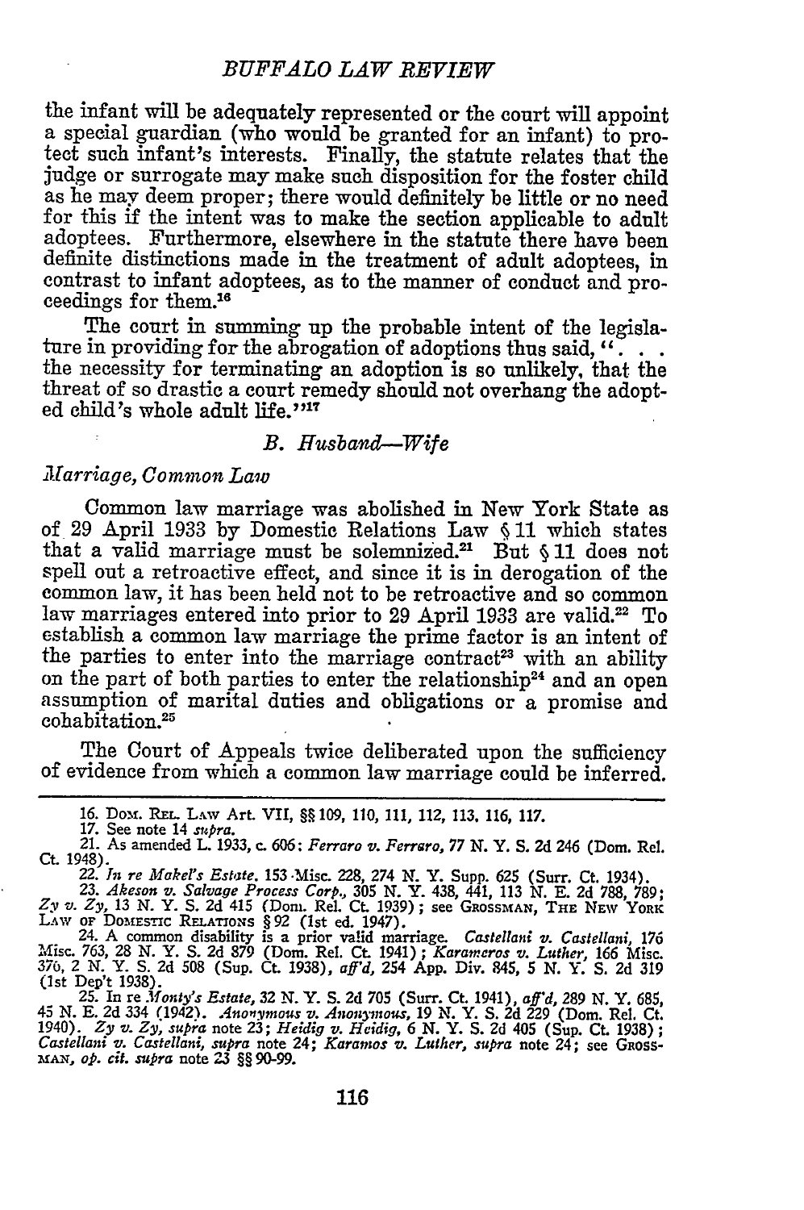the infant will be adequately represented or the court will appoint a special guardian (who would be granted for an infant) to protect such infant's interests. Finally, the statute relates that the judge or surrogate may make such disposition for the foster child as he may deem proper; there would definitely be little or no need for this if the intent was to make the section applicable to adult adoptees. Furthermore, elsewhere in the statute there have been definite distinctions made in the treatment of adult adoptees, in contrast to infant adoptees, as to the manner of conduct and proceedings for them.[16]

The court in summing up the probable intent of the legislature in providing for the abrogation of adoptions thus said, ". . . the necessity for terminating an adoption is so unlikely, that the threat of so drastic a court remedy should not overhang the adopted child's whole adult life."[17]

### *B. Husband—Wife*

*Marriage, Common Law*

Common law marriage was abolished in New York State as of 29 April 1933 by Domestic Relations Law § 11 which states that a valid marriage must be solemnized.[21] But § 11 does not spell out a retroactive effect, and since it is in derogation of the common law, it has been held not to be retroactive and so common law marriages entered into prior to 29 April 1933 are valid.[22] To establish a common law marriage the prime factor is an intent of the parties to enter into the marriage contract[23] with an ability on the part of both parties to enter the relationship[24] and an open assumption of marital duties and obligations or a promise and cohabitation.[25]

The Court of Appeals twice deliberated upon the sufficiency of evidence from which a common law marriage could be inferred.

---

16. DOM. REL. LAW Art. VII, §§ 109, 110, 111, 112, 113, 116, 117.

17. See note 14 *supra*.

21. As amended L. 1933, c. 606; *Ferraro v. Ferraro*, 77 N. Y. S. 2d 246 (Dom. Rel. Ct. 1948).

22. *In re Makel's Estate*, 153 Misc. 228, 274 N. Y. Supp. 625 (Surr. Ct. 1934).

23. *Akeson v. Salvage Process Corp.*, 305 N. Y. 438, 441, 113 N. E. 2d 788, 789; *Zy v. Zy*, 13 N. Y. S. 2d 415 (Dom. Rel. Ct. 1939); see GROSSMAN, THE NEW YORK LAW OF DOMESTIC RELATIONS § 92 (1st ed. 1947).

24. A common disability is a prior valid marriage. *Castellani v. Castellani*, 176 Misc. 763, 28 N. Y. S. 2d 879 (Dom. Rel. Ct. 1941); *Karameros v. Luther*, 166 Misc. 376, 2 N. Y. S. 2d 508 (Sup. Ct. 1938), *aff'd*, 254 App. Div. 845, 5 N. Y. S. 2d 319 (1st Dep't 1938).

25. In re *Monty's Estate*, 32 N. Y. S. 2d 705 (Surr. Ct. 1941), *aff'd*, 289 N. Y. 685, 45 N. E. 2d 334 (1942). *Anonymous v. Anonymous*, 19 N. Y. S. 2d 229 (Dom. Rel. Ct. 1940). *Zy v. Zy*, *supra* note 23; *Heidig v. Heidig*, 6 N. Y. S. 2d 405 (Sup. Ct. 1938); *Castellani v. Castellani*, *supra* note 24; *Karamos v. Luther*, *supra* note 24; see GROSSMAN, *op. cit. supra* note 23 §§ 90-99.